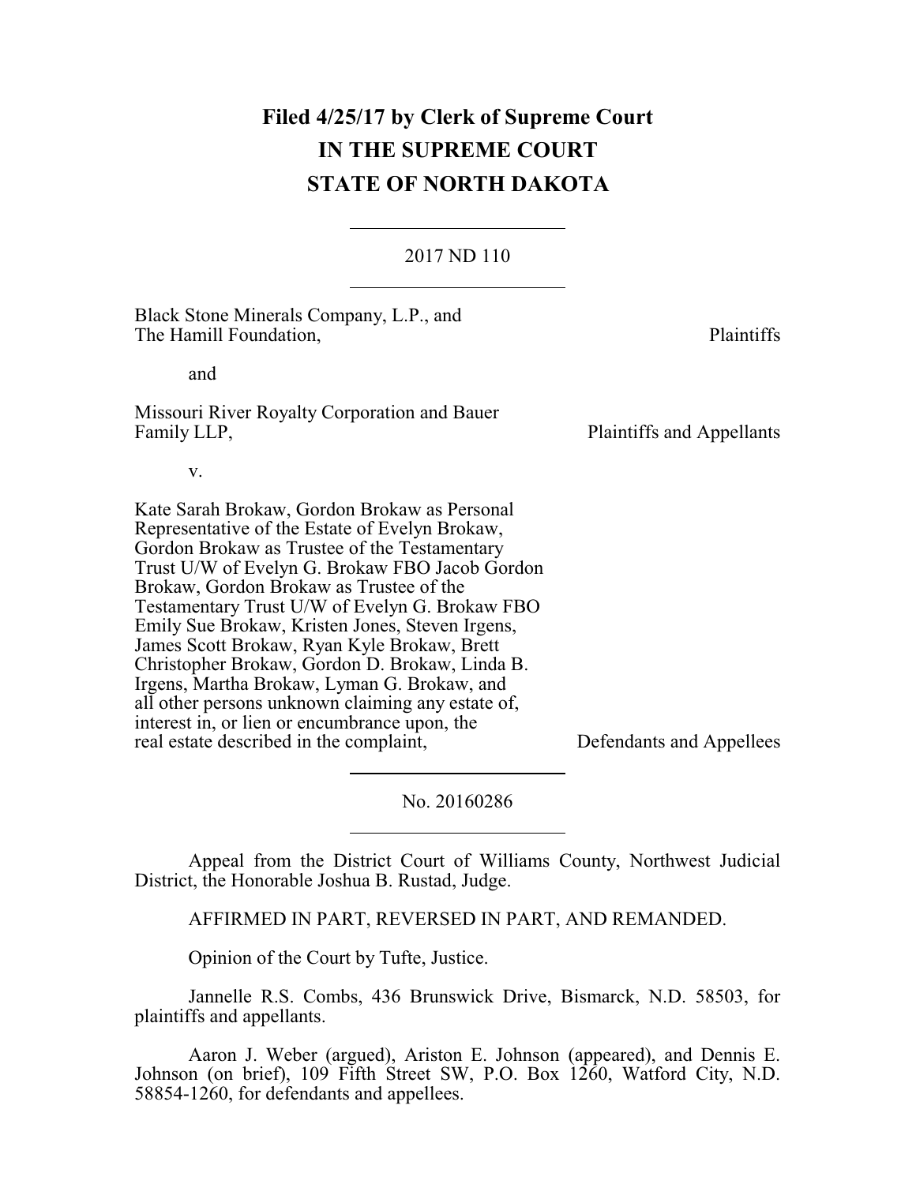**Filed 4/25/17 by Clerk of Supreme Court**
**IN THE SUPREME COURT**
**STATE OF NORTH DAKOTA**

---

2017 ND 110

---

Black Stone Minerals Company, L.P., and The Hamill Foundation, Plaintiffs

and

Missouri River Royalty Corporation and Bauer Family LLP, Plaintiffs and Appellants

v.

Kate Sarah Brokaw, Gordon Brokaw as Personal Representative of the Estate of Evelyn Brokaw, Gordon Brokaw as Trustee of the Testamentary Trust U/W of Evelyn G. Brokaw FBO Jacob Gordon Brokaw, Gordon Brokaw as Trustee of the Testamentary Trust U/W of Evelyn G. Brokaw FBO Emily Sue Brokaw, Kristen Jones, Steven Irgens, James Scott Brokaw, Ryan Kyle Brokaw, Brett Christopher Brokaw, Gordon D. Brokaw, Linda B. Irgens, Martha Brokaw, Lyman G. Brokaw, and all other persons unknown claiming any estate of, interest in, or lien or encumbrance upon, the real estate described in the complaint, Defendants and Appellees

---

No. 20160286

---

Appeal from the District Court of Williams County, Northwest Judicial District, the Honorable Joshua B. Rustad, Judge.

AFFIRMED IN PART, REVERSED IN PART, AND REMANDED.

Opinion of the Court by Tufte, Justice.

Jannelle R.S. Combs, 436 Brunswick Drive, Bismarck, N.D. 58503, for plaintiffs and appellants.

Aaron J. Weber (argued), Ariston E. Johnson (appeared), and Dennis E. Johnson (on brief), 109 Fifth Street SW, P.O. Box 1260, Watford City, N.D. 58854-1260, for defendants and appellees.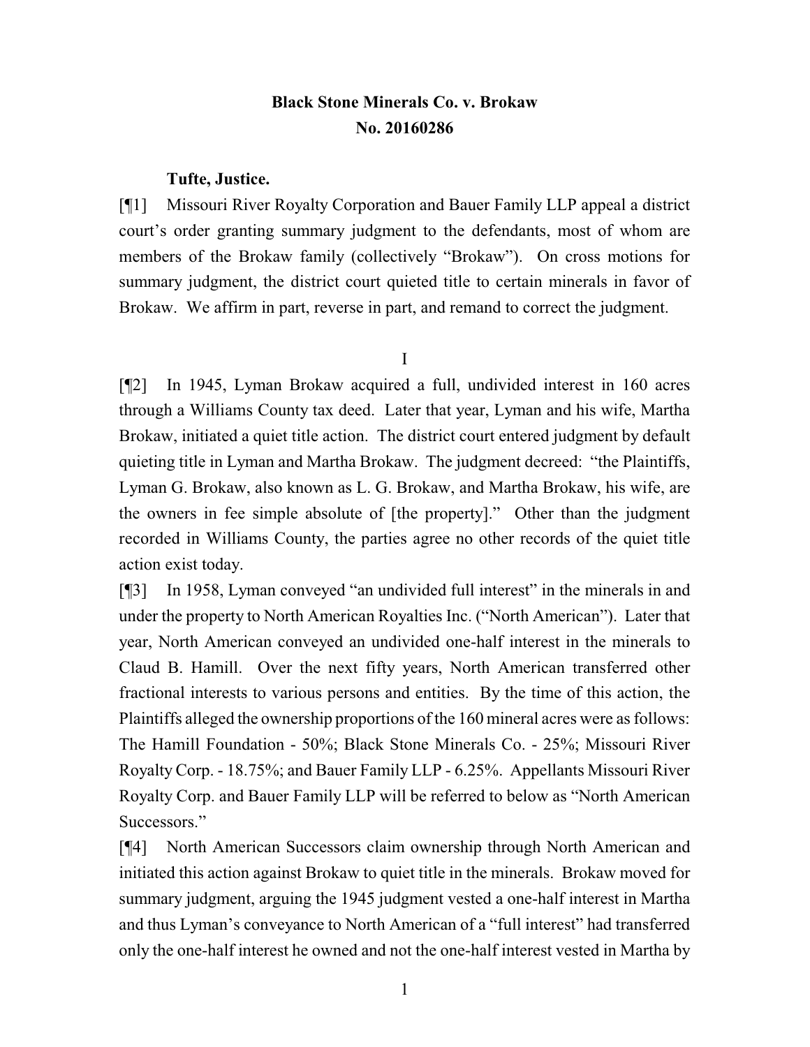**Black Stone Minerals Co. v. Brokaw**
**No. 20160286**

**Tufte, Justice.**

[¶1] Missouri River Royalty Corporation and Bauer Family LLP appeal a district court's order granting summary judgment to the defendants, most of whom are members of the Brokaw family (collectively "Brokaw"). On cross motions for summary judgment, the district court quieted title to certain minerals in favor of Brokaw. We affirm in part, reverse in part, and remand to correct the judgment.

I

[¶2] In 1945, Lyman Brokaw acquired a full, undivided interest in 160 acres through a Williams County tax deed. Later that year, Lyman and his wife, Martha Brokaw, initiated a quiet title action. The district court entered judgment by default quieting title in Lyman and Martha Brokaw. The judgment decreed: "the Plaintiffs, Lyman G. Brokaw, also known as L. G. Brokaw, and Martha Brokaw, his wife, are the owners in fee simple absolute of [the property]." Other than the judgment recorded in Williams County, the parties agree no other records of the quiet title action exist today.

[¶3] In 1958, Lyman conveyed "an undivided full interest" in the minerals in and under the property to North American Royalties Inc. ("North American"). Later that year, North American conveyed an undivided one-half interest in the minerals to Claud B. Hamill. Over the next fifty years, North American transferred other fractional interests to various persons and entities. By the time of this action, the Plaintiffs alleged the ownership proportions of the 160 mineral acres were as follows: The Hamill Foundation - 50%; Black Stone Minerals Co. - 25%; Missouri River Royalty Corp. - 18.75%; and Bauer Family LLP - 6.25%. Appellants Missouri River Royalty Corp. and Bauer Family LLP will be referred to below as "North American Successors."

[¶4] North American Successors claim ownership through North American and initiated this action against Brokaw to quiet title in the minerals. Brokaw moved for summary judgment, arguing the 1945 judgment vested a one-half interest in Martha and thus Lyman's conveyance to North American of a "full interest" had transferred only the one-half interest he owned and not the one-half interest vested in Martha by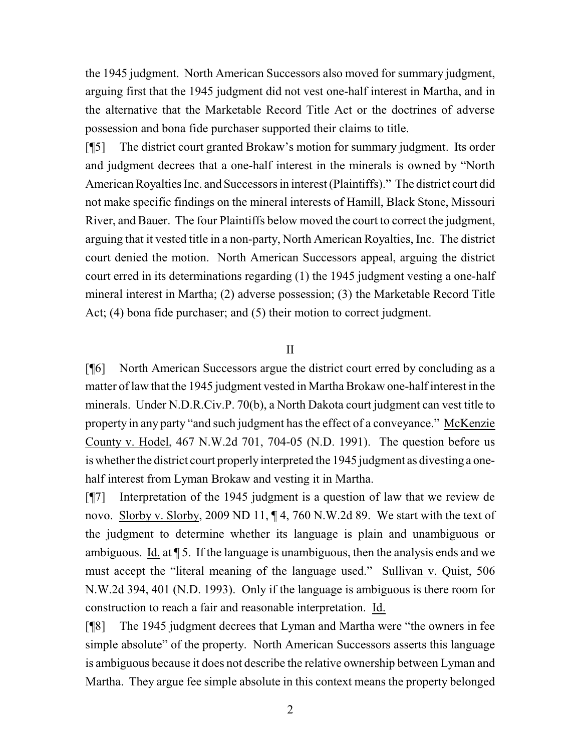the 1945 judgment. North American Successors also moved for summary judgment, arguing first that the 1945 judgment did not vest one-half interest in Martha, and in the alternative that the Marketable Record Title Act or the doctrines of adverse possession and bona fide purchaser supported their claims to title.

[¶5] The district court granted Brokaw's motion for summary judgment. Its order and judgment decrees that a one-half interest in the minerals is owned by "North American Royalties Inc. and Successors in interest (Plaintiffs)." The district court did not make specific findings on the mineral interests of Hamill, Black Stone, Missouri River, and Bauer. The four Plaintiffs below moved the court to correct the judgment, arguing that it vested title in a non-party, North American Royalties, Inc. The district court denied the motion. North American Successors appeal, arguing the district court erred in its determinations regarding (1) the 1945 judgment vesting a one-half mineral interest in Martha; (2) adverse possession; (3) the Marketable Record Title Act; (4) bona fide purchaser; and (5) their motion to correct judgment.

## II

[¶6] North American Successors argue the district court erred by concluding as a matter of law that the 1945 judgment vested in Martha Brokaw one-half interest in the minerals. Under N.D.R.Civ.P. 70(b), a North Dakota court judgment can vest title to property in any party "and such judgment has the effect of a conveyance." McKenzie County v. Hodel, 467 N.W.2d 701, 704-05 (N.D. 1991). The question before us is whether the district court properly interpreted the 1945 judgment as divesting a one-half interest from Lyman Brokaw and vesting it in Martha.

[¶7] Interpretation of the 1945 judgment is a question of law that we review de novo. Slorby v. Slorby, 2009 ND 11, ¶ 4, 760 N.W.2d 89. We start with the text of the judgment to determine whether its language is plain and unambiguous or ambiguous. Id. at ¶ 5. If the language is unambiguous, then the analysis ends and we must accept the "literal meaning of the language used." Sullivan v. Quist, 506 N.W.2d 394, 401 (N.D. 1993). Only if the language is ambiguous is there room for construction to reach a fair and reasonable interpretation. Id.

[¶8] The 1945 judgment decrees that Lyman and Martha were "the owners in fee simple absolute" of the property. North American Successors asserts this language is ambiguous because it does not describe the relative ownership between Lyman and Martha. They argue fee simple absolute in this context means the property belonged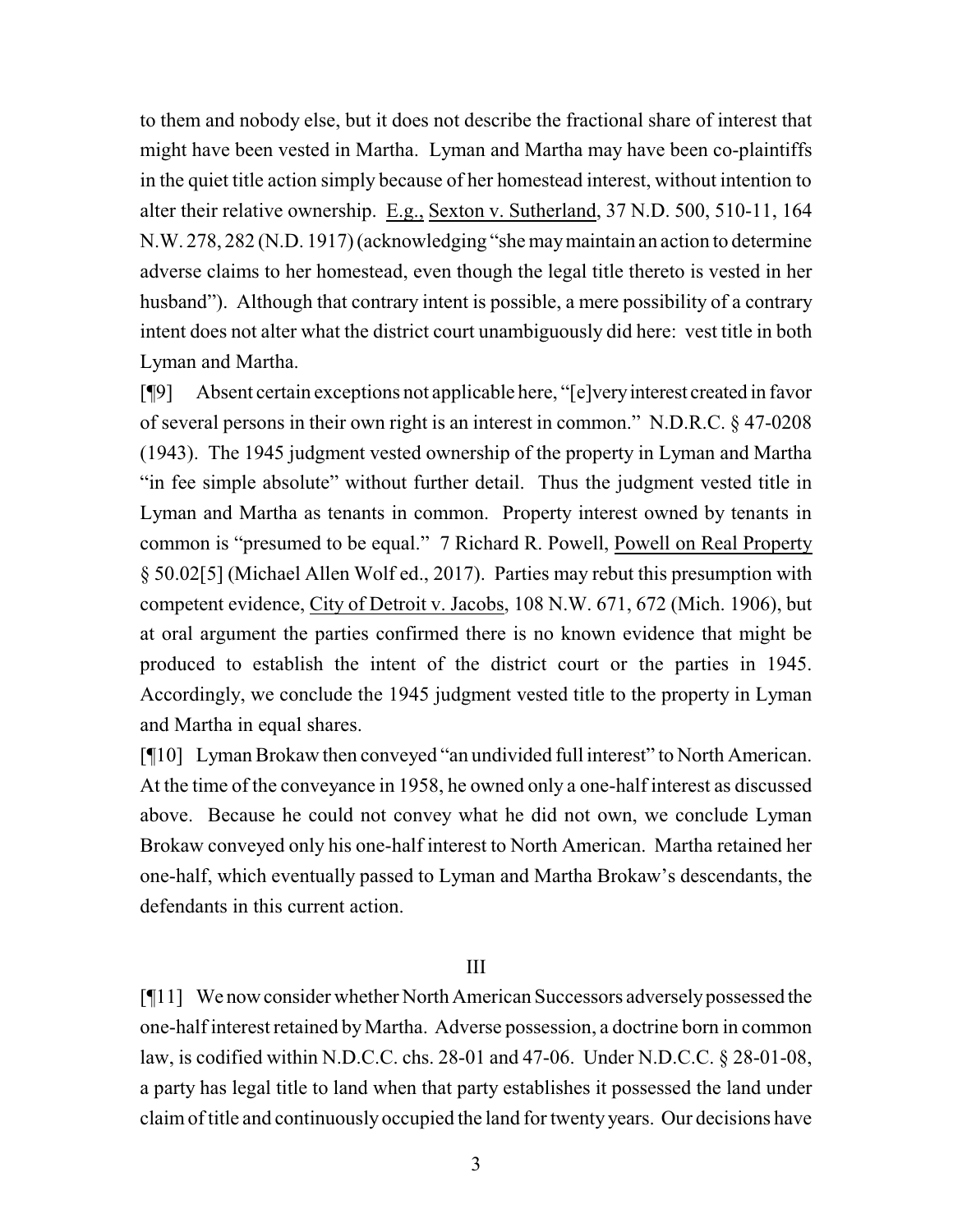to them and nobody else, but it does not describe the fractional share of interest that might have been vested in Martha. Lyman and Martha may have been co-plaintiffs in the quiet title action simply because of her homestead interest, without intention to alter their relative ownership. E.g., Sexton v. Sutherland, 37 N.D. 500, 510-11, 164 N.W. 278, 282 (N.D. 1917) (acknowledging "she may maintain an action to determine adverse claims to her homestead, even though the legal title thereto is vested in her husband"). Although that contrary intent is possible, a mere possibility of a contrary intent does not alter what the district court unambiguously did here: vest title in both Lyman and Martha.

[¶9] Absent certain exceptions not applicable here, "[e]very interest created in favor of several persons in their own right is an interest in common." N.D.R.C. § 47-0208 (1943). The 1945 judgment vested ownership of the property in Lyman and Martha "in fee simple absolute" without further detail. Thus the judgment vested title in Lyman and Martha as tenants in common. Property interest owned by tenants in common is "presumed to be equal." 7 Richard R. Powell, Powell on Real Property § 50.02[5] (Michael Allen Wolf ed., 2017). Parties may rebut this presumption with competent evidence, City of Detroit v. Jacobs, 108 N.W. 671, 672 (Mich. 1906), but at oral argument the parties confirmed there is no known evidence that might be produced to establish the intent of the district court or the parties in 1945. Accordingly, we conclude the 1945 judgment vested title to the property in Lyman and Martha in equal shares.

[¶10] Lyman Brokaw then conveyed "an undivided full interest" to North American. At the time of the conveyance in 1958, he owned only a one-half interest as discussed above. Because he could not convey what he did not own, we conclude Lyman Brokaw conveyed only his one-half interest to North American. Martha retained her one-half, which eventually passed to Lyman and Martha Brokaw's descendants, the defendants in this current action.

## III

[¶11] We now consider whether North American Successors adversely possessed the one-half interest retained by Martha. Adverse possession, a doctrine born in common law, is codified within N.D.C.C. chs. 28-01 and 47-06. Under N.D.C.C. § 28-01-08, a party has legal title to land when that party establishes it possessed the land under claim of title and continuously occupied the land for twenty years. Our decisions have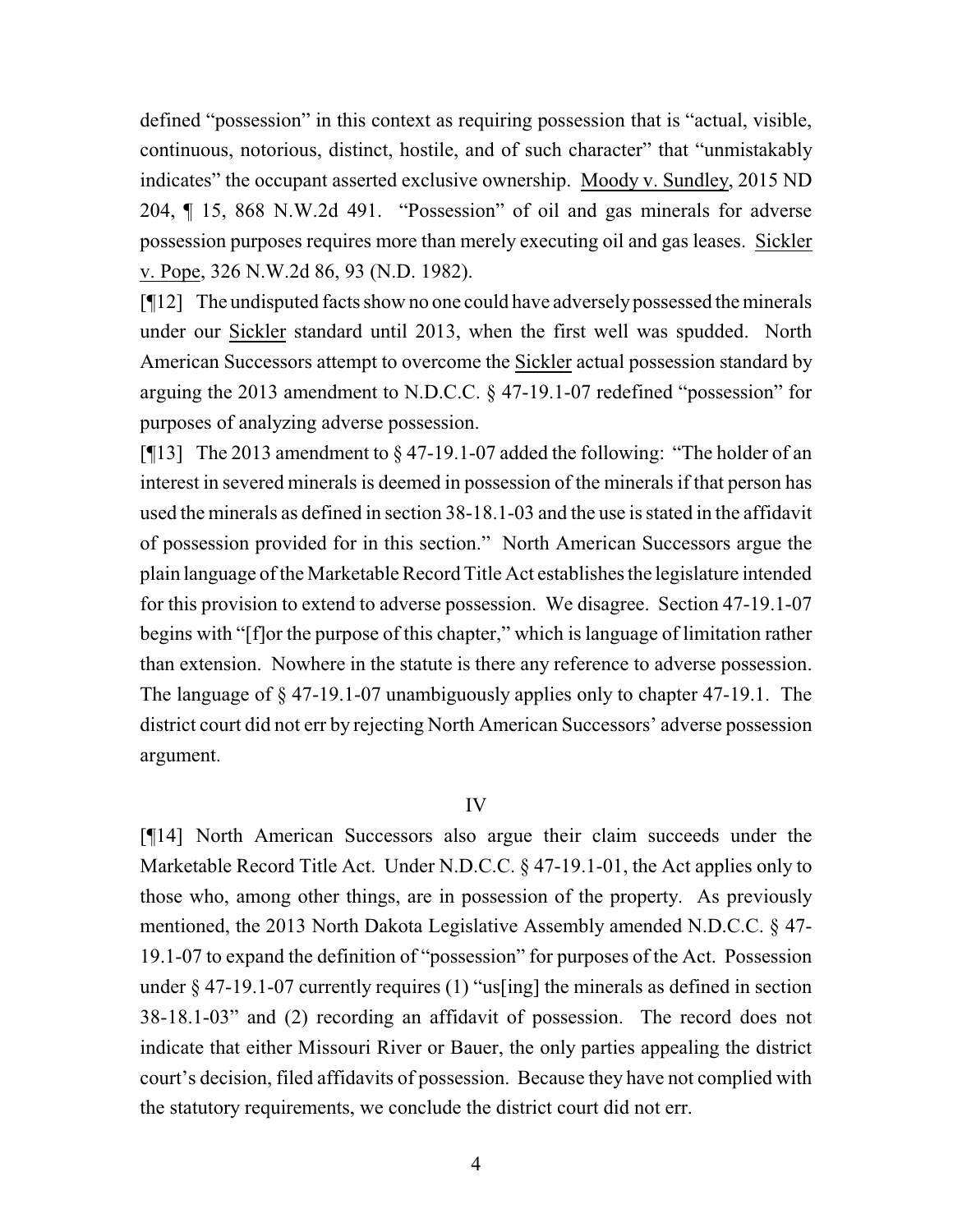defined "possession" in this context as requiring possession that is "actual, visible, continuous, notorious, distinct, hostile, and of such character" that "unmistakably indicates" the occupant asserted exclusive ownership. Moody v. Sundley, 2015 ND 204, ¶ 15, 868 N.W.2d 491. "Possession" of oil and gas minerals for adverse possession purposes requires more than merely executing oil and gas leases. Sickler v. Pope, 326 N.W.2d 86, 93 (N.D. 1982).

[¶12] The undisputed facts show no one could have adversely possessed the minerals under our Sickler standard until 2013, when the first well was spudded. North American Successors attempt to overcome the Sickler actual possession standard by arguing the 2013 amendment to N.D.C.C. § 47-19.1-07 redefined "possession" for purposes of analyzing adverse possession.

[¶13] The 2013 amendment to § 47-19.1-07 added the following: "The holder of an interest in severed minerals is deemed in possession of the minerals if that person has used the minerals as defined in section 38-18.1-03 and the use is stated in the affidavit of possession provided for in this section." North American Successors argue the plain language of the Marketable Record Title Act establishes the legislature intended for this provision to extend to adverse possession. We disagree. Section 47-19.1-07 begins with "[f]or the purpose of this chapter," which is language of limitation rather than extension. Nowhere in the statute is there any reference to adverse possession. The language of § 47-19.1-07 unambiguously applies only to chapter 47-19.1. The district court did not err by rejecting North American Successors' adverse possession argument.

## IV

[¶14] North American Successors also argue their claim succeeds under the Marketable Record Title Act. Under N.D.C.C. § 47-19.1-01, the Act applies only to those who, among other things, are in possession of the property. As previously mentioned, the 2013 North Dakota Legislative Assembly amended N.D.C.C. § 47-19.1-07 to expand the definition of "possession" for purposes of the Act. Possession under § 47-19.1-07 currently requires (1) "us[ing] the minerals as defined in section 38-18.1-03" and (2) recording an affidavit of possession. The record does not indicate that either Missouri River or Bauer, the only parties appealing the district court's decision, filed affidavits of possession. Because they have not complied with the statutory requirements, we conclude the district court did not err.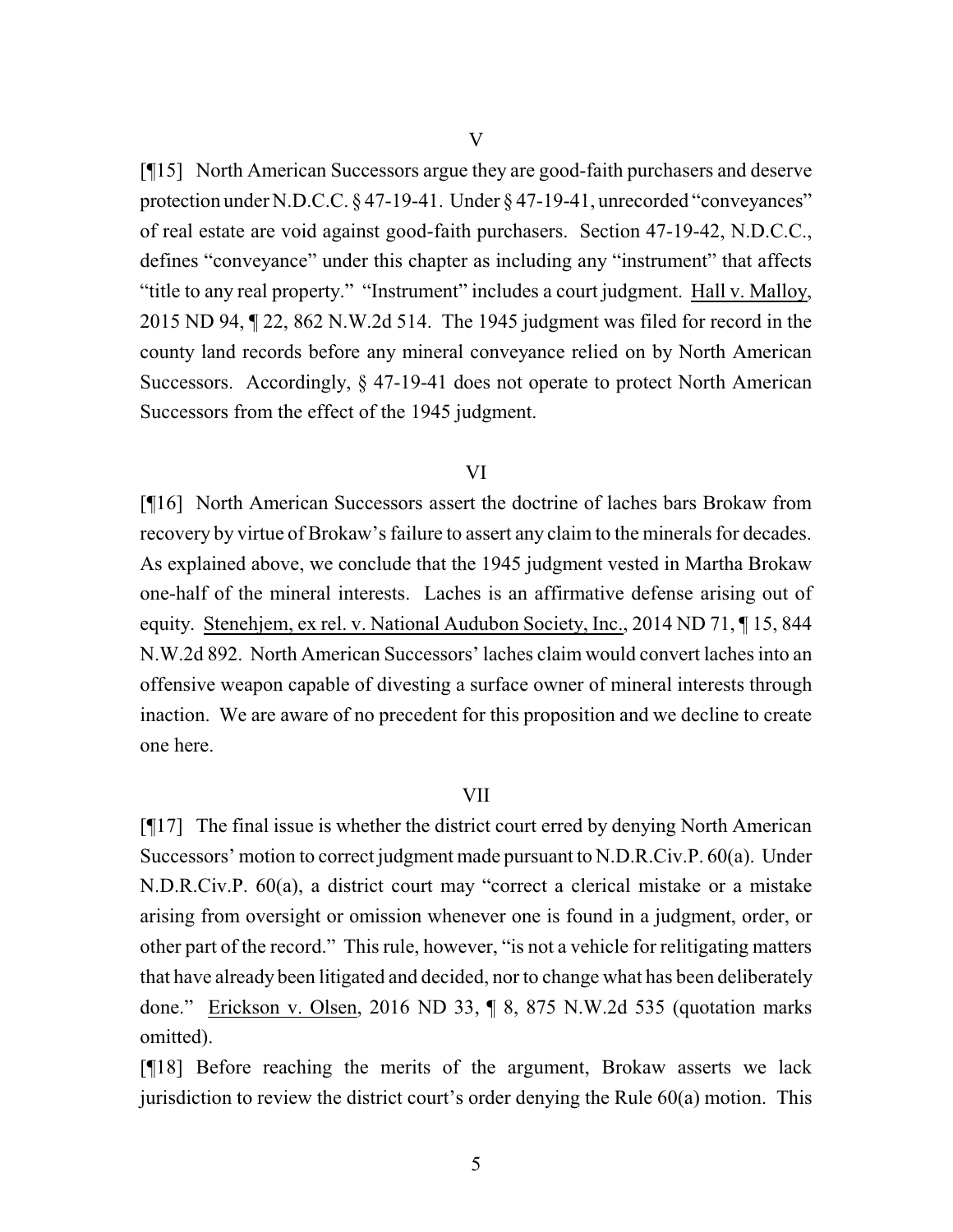## V

[¶15] North American Successors argue they are good-faith purchasers and deserve protection under N.D.C.C. § 47-19-41. Under § 47-19-41, unrecorded "conveyances" of real estate are void against good-faith purchasers. Section 47-19-42, N.D.C.C., defines "conveyance" under this chapter as including any "instrument" that affects "title to any real property." "Instrument" includes a court judgment. Hall v. Malloy, 2015 ND 94, ¶ 22, 862 N.W.2d 514. The 1945 judgment was filed for record in the county land records before any mineral conveyance relied on by North American Successors. Accordingly, § 47-19-41 does not operate to protect North American Successors from the effect of the 1945 judgment.

## VI

[¶16] North American Successors assert the doctrine of laches bars Brokaw from recovery by virtue of Brokaw's failure to assert any claim to the minerals for decades. As explained above, we conclude that the 1945 judgment vested in Martha Brokaw one-half of the mineral interests. Laches is an affirmative defense arising out of equity. Stenehjem, ex rel. v. National Audubon Society, Inc., 2014 ND 71, ¶ 15, 844 N.W.2d 892. North American Successors' laches claim would convert laches into an offensive weapon capable of divesting a surface owner of mineral interests through inaction. We are aware of no precedent for this proposition and we decline to create one here.

## VII

[¶17] The final issue is whether the district court erred by denying North American Successors' motion to correct judgment made pursuant to N.D.R.Civ.P. 60(a). Under N.D.R.Civ.P. 60(a), a district court may "correct a clerical mistake or a mistake arising from oversight or omission whenever one is found in a judgment, order, or other part of the record." This rule, however, "is not a vehicle for relitigating matters that have already been litigated and decided, nor to change what has been deliberately done." Erickson v. Olsen, 2016 ND 33, ¶ 8, 875 N.W.2d 535 (quotation marks omitted).

[¶18] Before reaching the merits of the argument, Brokaw asserts we lack jurisdiction to review the district court's order denying the Rule 60(a) motion. This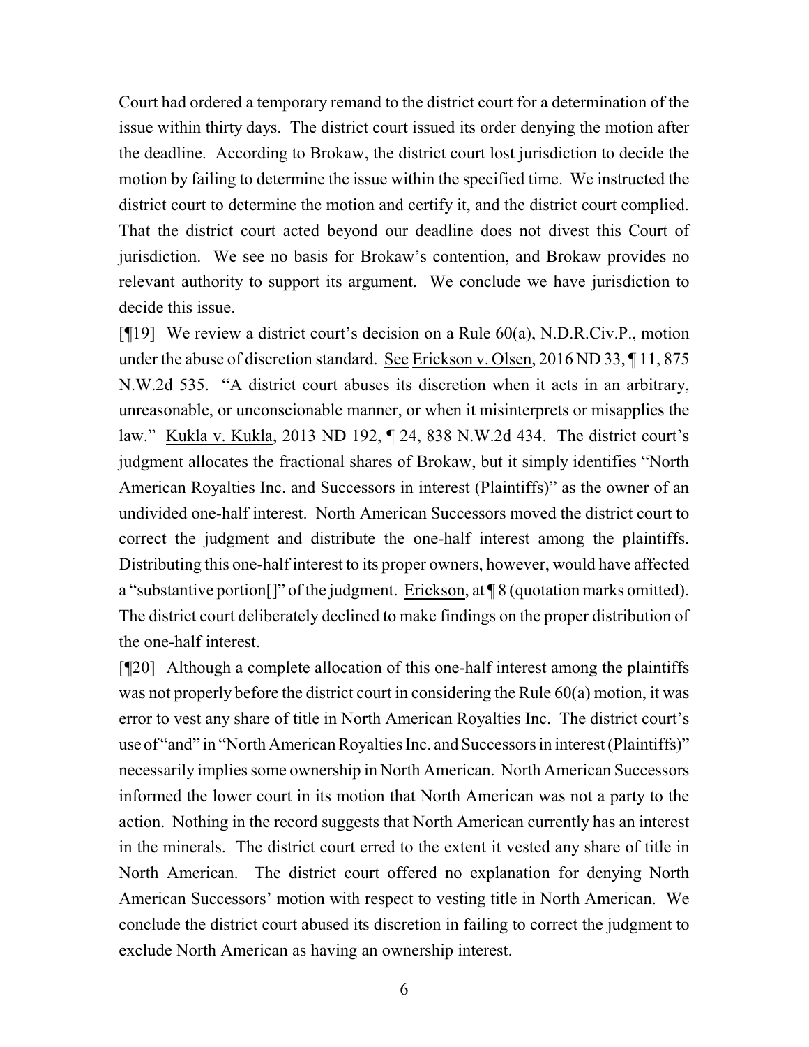Court had ordered a temporary remand to the district court for a determination of the issue within thirty days. The district court issued its order denying the motion after the deadline. According to Brokaw, the district court lost jurisdiction to decide the motion by failing to determine the issue within the specified time. We instructed the district court to determine the motion and certify it, and the district court complied. That the district court acted beyond our deadline does not divest this Court of jurisdiction. We see no basis for Brokaw's contention, and Brokaw provides no relevant authority to support its argument. We conclude we have jurisdiction to decide this issue.

[¶19] We review a district court's decision on a Rule 60(a), N.D.R.Civ.P., motion under the abuse of discretion standard. See Erickson v. Olsen, 2016 ND 33, ¶ 11, 875 N.W.2d 535. "A district court abuses its discretion when it acts in an arbitrary, unreasonable, or unconscionable manner, or when it misinterprets or misapplies the law." Kukla v. Kukla, 2013 ND 192, ¶ 24, 838 N.W.2d 434. The district court's judgment allocates the fractional shares of Brokaw, but it simply identifies "North American Royalties Inc. and Successors in interest (Plaintiffs)" as the owner of an undivided one-half interest. North American Successors moved the district court to correct the judgment and distribute the one-half interest among the plaintiffs. Distributing this one-half interest to its proper owners, however, would have affected a "substantive portion[]" of the judgment. Erickson, at ¶ 8 (quotation marks omitted). The district court deliberately declined to make findings on the proper distribution of the one-half interest.

[¶20] Although a complete allocation of this one-half interest among the plaintiffs was not properly before the district court in considering the Rule 60(a) motion, it was error to vest any share of title in North American Royalties Inc. The district court's use of "and" in "North American Royalties Inc. and Successors in interest (Plaintiffs)" necessarily implies some ownership in North American. North American Successors informed the lower court in its motion that North American was not a party to the action. Nothing in the record suggests that North American currently has an interest in the minerals. The district court erred to the extent it vested any share of title in North American. The district court offered no explanation for denying North American Successors' motion with respect to vesting title in North American. We conclude the district court abused its discretion in failing to correct the judgment to exclude North American as having an ownership interest.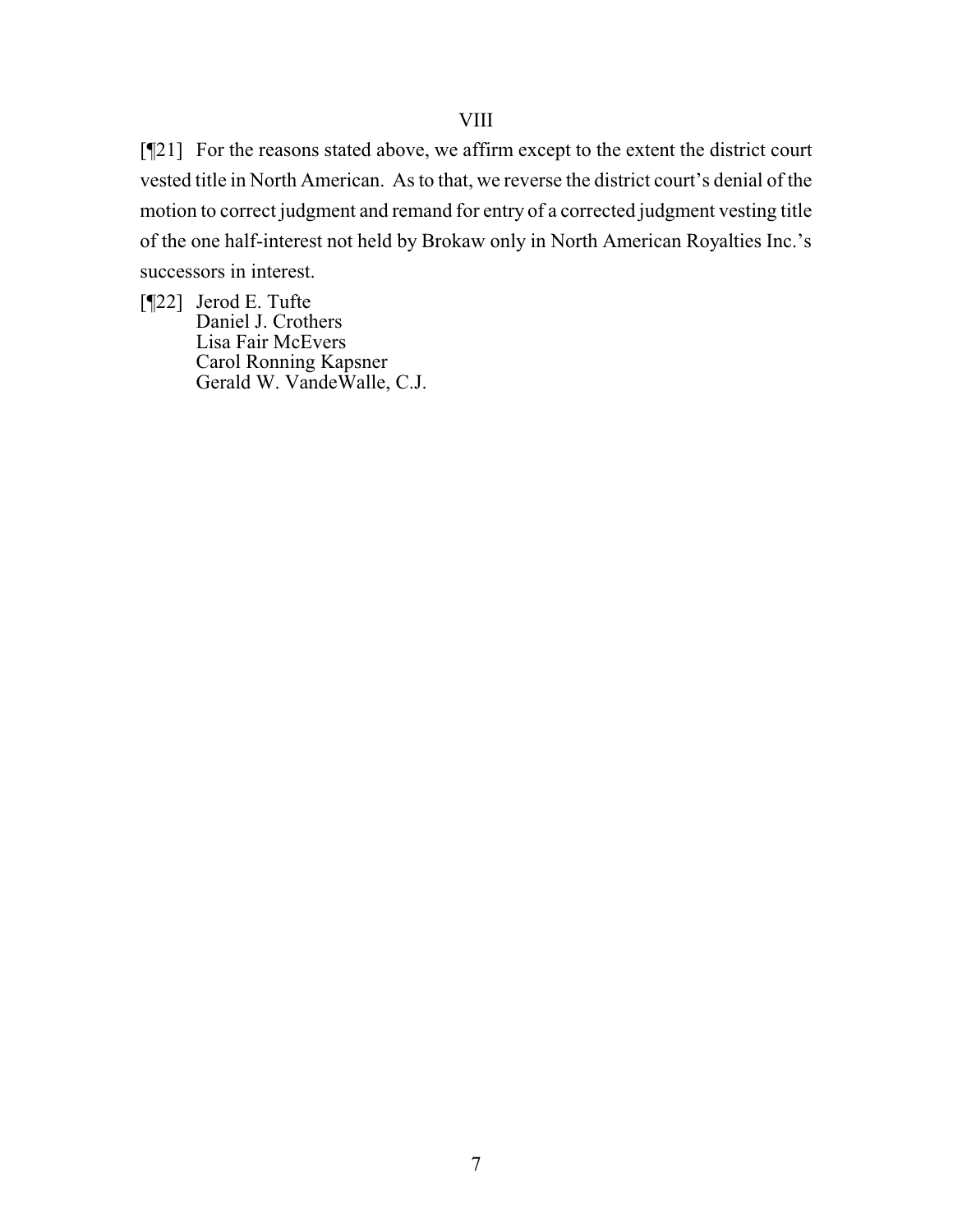## VIII

[¶21] For the reasons stated above, we affirm except to the extent the district court vested title in North American. As to that, we reverse the district court's denial of the motion to correct judgment and remand for entry of a corrected judgment vesting title of the one half-interest not held by Brokaw only in North American Royalties Inc.'s successors in interest.

[¶22] Jerod E. Tufte
Daniel J. Crothers
Lisa Fair McEvers
Carol Ronning Kapsner
Gerald W. VandeWalle, C.J.